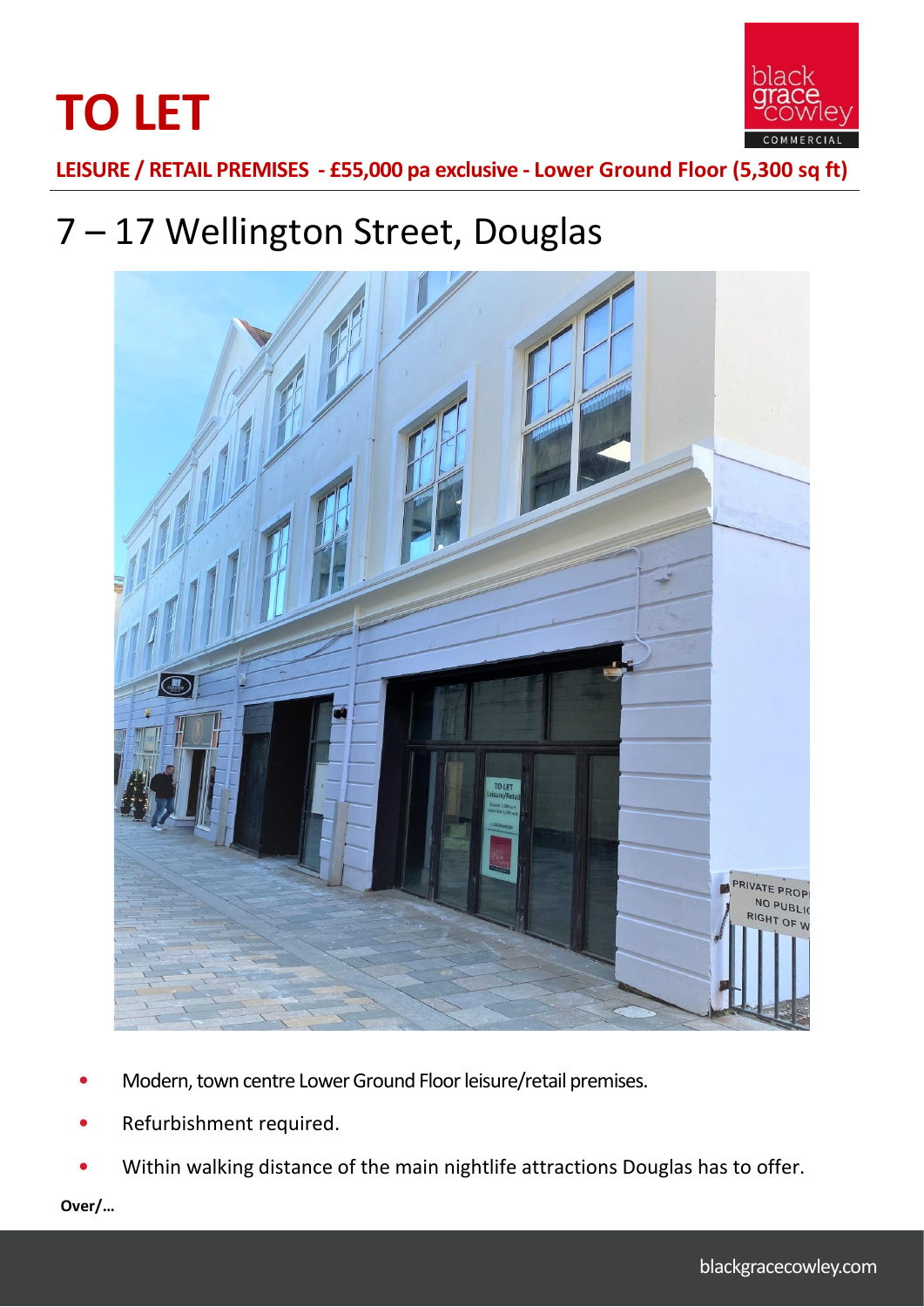# TO LET

**LEISURE / RETAIL PREMISES - £55,000 pa exclusive - Lower Ground Floor (5,300 sq ft)**

## 7 – 17 Wellington Street, Douglas

- Modern, town centre Lower Ground Floor leisure/retail premises.
- Refurbishment required.
- Within walking distance of the main nightlife attractions Douglas has to offer.

**Over/…**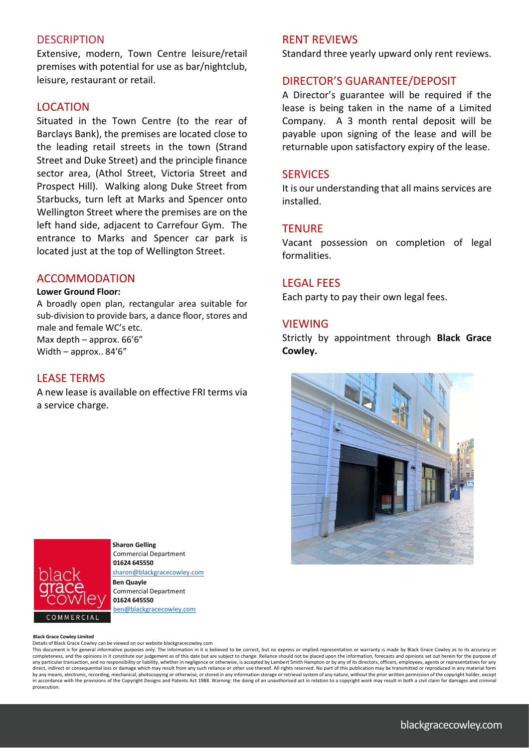## DESCRIPTION

Extensive, modern, Town Centre leisure/retail premises with potential for use as bar/nightclub, leisure, restaurant or retail.

## LOCATION

Situated in the Town Centre (to the rear of Barclays Bank), the premises are located close to the leading retail streets in the town (Strand Street and Duke Street) and the principle finance sector area, (Athol Street, Victoria Street and Prospect Hill). Walking along Duke Street from Starbucks, turn left at Marks and Spencer onto Wellington Street where the premises are on the left hand side, adjacent to Carrefour Gym. The entrance to Marks and Spencer car park is located just at the top of Wellington Street.

## ACCOMMODATION

**Lower Ground Floor:**

A broadly open plan, rectangular area suitable for sub-division to provide bars, a dance floor, stores and male and female WC's etc.
Max depth – approx. 66'6"
Width – approx.. 84'6"

## LEASE TERMS

A new lease is available on effective FRI terms via a service charge.

## RENT REVIEWS

Standard three yearly upward only rent reviews.

## DIRECTOR'S GUARANTEE/DEPOSIT

A Director's guarantee will be required if the lease is being taken in the name of a Limited Company. A 3 month rental deposit will be payable upon signing of the lease and will be returnable upon satisfactory expiry of the lease.

## SERVICES

It is our understanding that all mains services are installed.

## TENURE

Vacant possession on completion of legal formalities.

## LEGAL FEES

Each party to pay their own legal fees.

## VIEWING

Strictly by appointment through **Black Grace Cowley.**

black grace cowley COMMERCIAL

**Sharon Gelling**
Commercial Department
**01624 645550**
sharon@blackgracecowley.com

**Ben Quayle**
Commercial Department
**01624 645550**
ben@blackgracecowley.com

**Black Grace Cowley Limited**
Details of Black Grace Cowley can be viewed on our website blackgracecowley.com
This document is for general informative purposes only. The information in it is believed to be correct, but no express or implied representation or warranty is made by Black Grace Cowley as to its accuracy or completeness, and the opinions in it constitute our judgement as of this date but are subject to change. Reliance should not be placed upon the information, forecasts and opinions set out herein for the purpose of any particular transaction, and no responsibility or liability, whether in negligence or otherwise, is accepted by Lambert Smith Hampton or by any of its directors, officers, employees, agents or representatives for any direct, indirect or consequential loss or damage which may result from any such reliance or other use thereof. All rights reserved. No part of this publication may be transmitted or reproduced in any material form by any means, electronic, recording, mechanical, photocopying or otherwise, or stored in any information storage or retrieval system of any nature, without the prior written permission of the copyright holder, except in accordance with the provisions of the Copyright Designs and Patents Act 1988. Warning: the doing of an unauthorised act in relation to a copyright work may result in both a civil claim for damages and criminal prosecution.

blackgracecowley.com